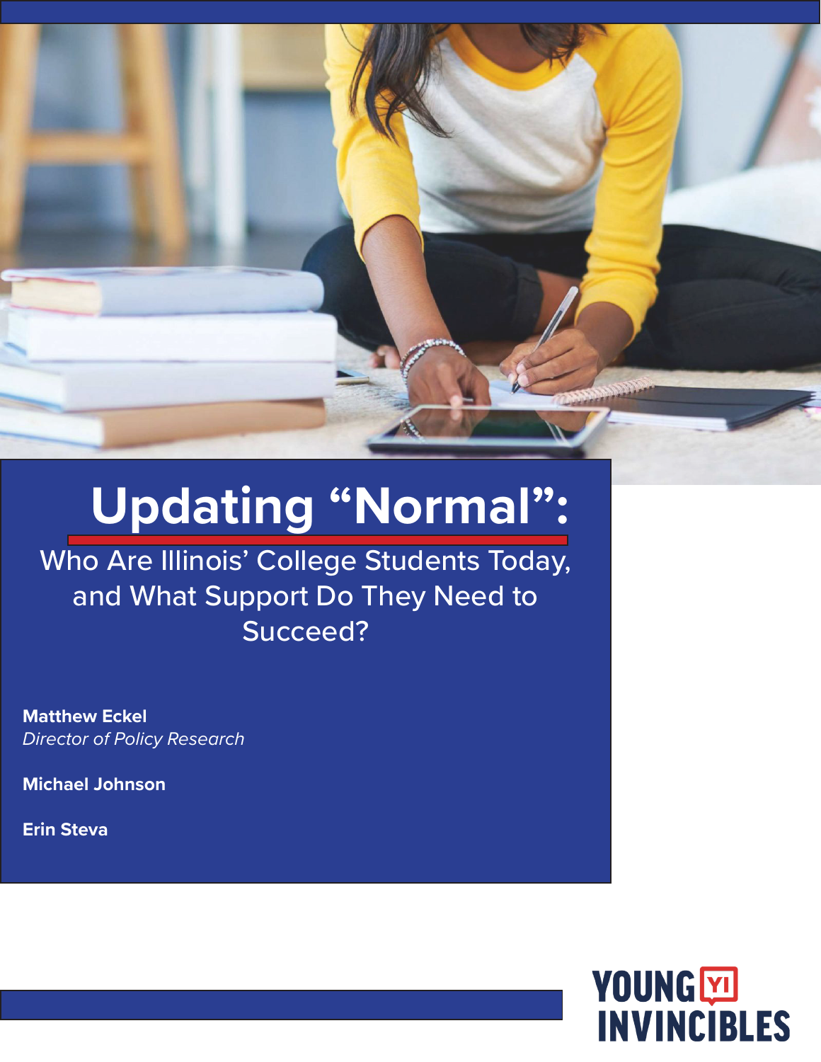# Updating "Normal":

## Who Are Illinois' College Students Today, and What Support Do They Need to Succeed?

**Matthew Eckel**
*Director of Policy Research*

**Michael Johnson**

**Erin Steva**

YOUNG INVINCIBLES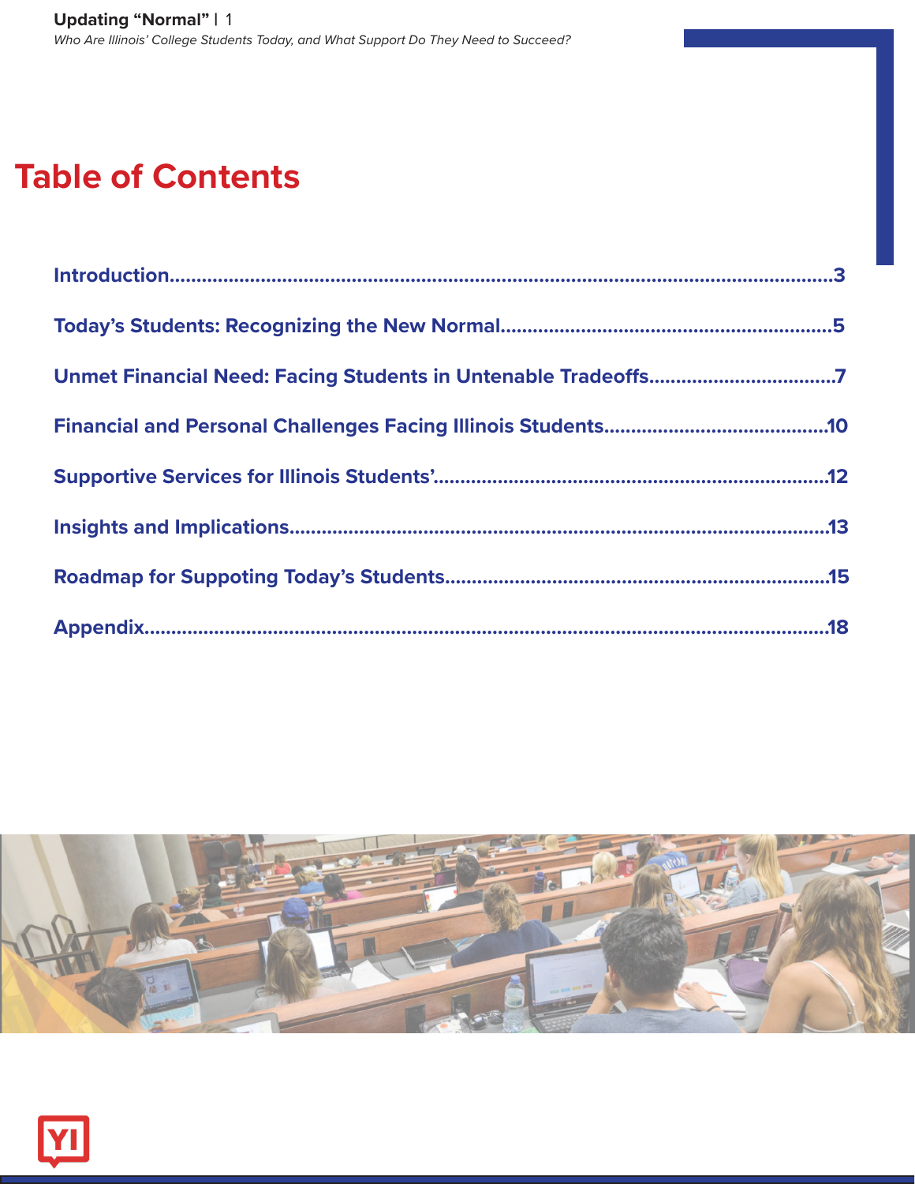# Table of Contents

Introduction....................................................................................................................3

Today's Students: Recognizing the New Normal.............................................................5

Unmet Financial Need: Facing Students in Untenable Tradeoffs..................................7

Financial and Personal Challenges Facing Illinois Students.........................................10

Supportive Services for Illinois Students'.........................................................................12

Insights and Implications.....................................................................................................13

Roadmap for Suppoting Today's Students.......................................................................15

Appendix..................................................................................................................................18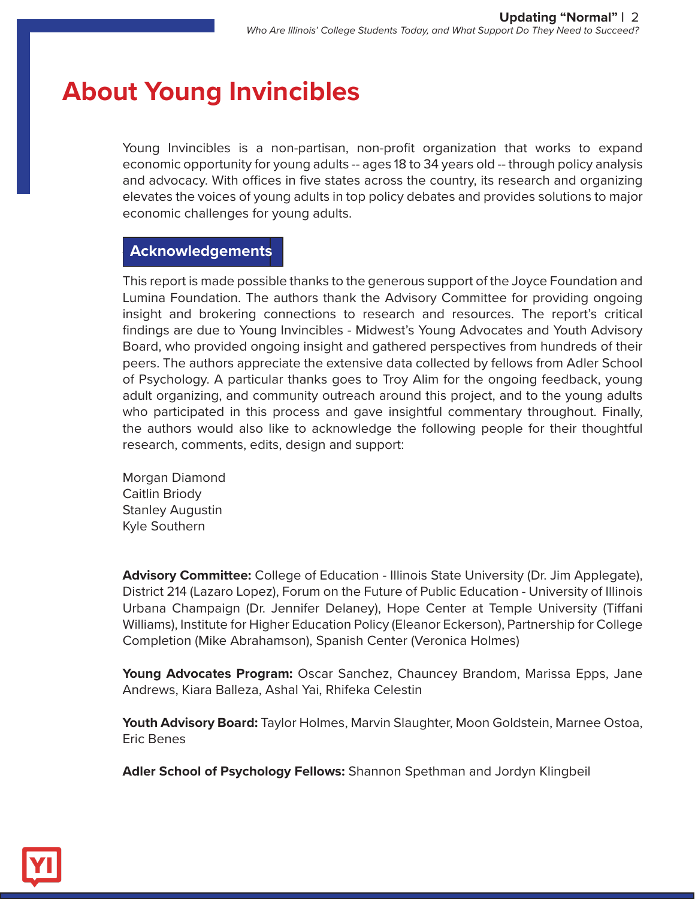# About Young Invincibles

Young Invincibles is a non-partisan, non-profit organization that works to expand economic opportunity for young adults -- ages 18 to 34 years old -- through policy analysis and advocacy. With offices in five states across the country, its research and organizing elevates the voices of young adults in top policy debates and provides solutions to major economic challenges for young adults.

## Acknowledgements

This report is made possible thanks to the generous support of the Joyce Foundation and Lumina Foundation. The authors thank the Advisory Committee for providing ongoing insight and brokering connections to research and resources. The report's critical findings are due to Young Invincibles - Midwest's Young Advocates and Youth Advisory Board, who provided ongoing insight and gathered perspectives from hundreds of their peers. The authors appreciate the extensive data collected by fellows from Adler School of Psychology. A particular thanks goes to Troy Alim for the ongoing feedback, young adult organizing, and community outreach around this project, and to the young adults who participated in this process and gave insightful commentary throughout. Finally, the authors would also like to acknowledge the following people for their thoughtful research, comments, edits, design and support:

Morgan Diamond
Caitlin Briody
Stanley Augustin
Kyle Southern

**Advisory Committee:** College of Education - Illinois State University (Dr. Jim Applegate), District 214 (Lazaro Lopez), Forum on the Future of Public Education - University of Illinois Urbana Champaign (Dr. Jennifer Delaney), Hope Center at Temple University (Tiffani Williams), Institute for Higher Education Policy (Eleanor Eckerson), Partnership for College Completion (Mike Abrahamson), Spanish Center (Veronica Holmes)

**Young Advocates Program:** Oscar Sanchez, Chauncey Brandom, Marissa Epps, Jane Andrews, Kiara Balleza, Ashal Yai, Rhifeka Celestin

**Youth Advisory Board:** Taylor Holmes, Marvin Slaughter, Moon Goldstein, Marnee Ostoa, Eric Benes

**Adler School of Psychology Fellows:** Shannon Spethman and Jordyn Klingbeil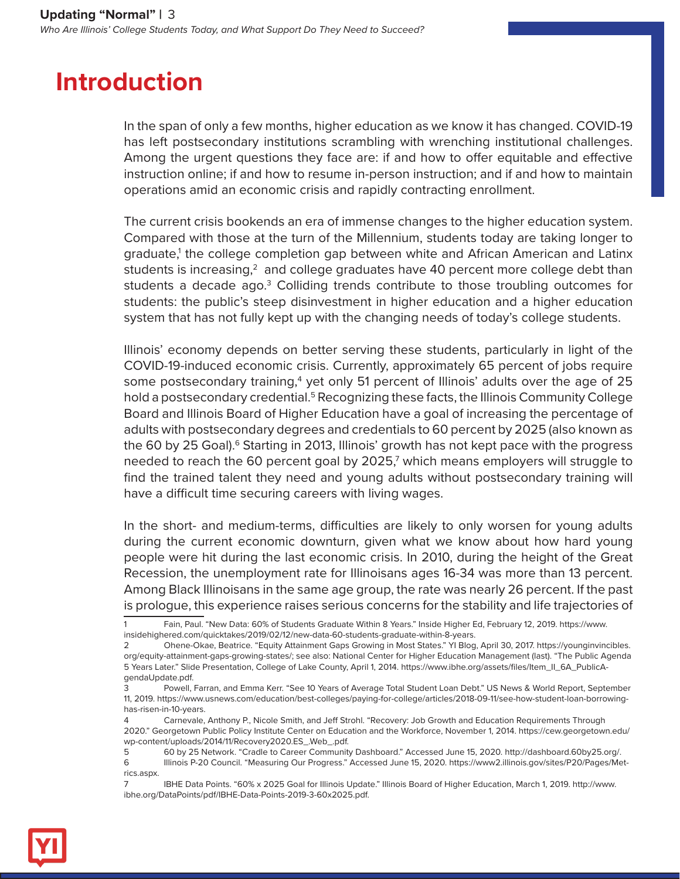# Introduction

In the span of only a few months, higher education as we know it has changed. COVID-19 has left postsecondary institutions scrambling with wrenching institutional challenges. Among the urgent questions they face are: if and how to offer equitable and effective instruction online; if and how to resume in-person instruction; and if and how to maintain operations amid an economic crisis and rapidly contracting enrollment.

The current crisis bookends an era of immense changes to the higher education system. Compared with those at the turn of the Millennium, students today are taking longer to graduate,[1] the college completion gap between white and African American and Latinx students is increasing,[2] and college graduates have 40 percent more college debt than students a decade ago.[3] Colliding trends contribute to those troubling outcomes for students: the public's steep disinvestment in higher education and a higher education system that has not fully kept up with the changing needs of today's college students.

Illinois' economy depends on better serving these students, particularly in light of the COVID-19-induced economic crisis. Currently, approximately 65 percent of jobs require some postsecondary training,[4] yet only 51 percent of Illinois' adults over the age of 25 hold a postsecondary credential.[5] Recognizing these facts, the Illinois Community College Board and Illinois Board of Higher Education have a goal of increasing the percentage of adults with postsecondary degrees and credentials to 60 percent by 2025 (also known as the 60 by 25 Goal).[6] Starting in 2013, Illinois' growth has not kept pace with the progress needed to reach the 60 percent goal by 2025,[7] which means employers will struggle to find the trained talent they need and young adults without postsecondary training will have a difficult time securing careers with living wages.

In the short- and medium-terms, difficulties are likely to only worsen for young adults during the current economic downturn, given what we know about how hard young people were hit during the last economic crisis. In 2010, during the height of the Great Recession, the unemployment rate for Illinoisans ages 16-34 was more than 13 percent. Among Black Illinoisans in the same age group, the rate was nearly 26 percent. If the past is prologue, this experience raises serious concerns for the stability and life trajectories of

---

1 Fain, Paul. "New Data: 60% of Students Graduate Within 8 Years." Inside Higher Ed, February 12, 2019. https://www.insidehighered.com/quicktakes/2019/02/12/new-data-60-students-graduate-within-8-years.

2 Ohene-Okae, Beatrice. "Equity Attainment Gaps Growing in Most States." YI Blog, April 30, 2017. https://younginvincibles.org/equity-attainment-gaps-growing-states/; see also: National Center for Higher Education Management (last). "The Public Agenda 5 Years Later." Slide Presentation, College of Lake County, April 1, 2014. https://www.ibhe.org/assets/files/Item_II_6A_PublicAgendaUpdate.pdf.

3 Powell, Farran, and Emma Kerr. "See 10 Years of Average Total Student Loan Debt." US News & World Report, September 11, 2019. https://www.usnews.com/education/best-colleges/paying-for-college/articles/2018-09-11/see-how-student-loan-borrowing-has-risen-in-10-years.

4 Carnevale, Anthony P., Nicole Smith, and Jeff Strohl. "Recovery: Job Growth and Education Requirements Through 2020." Georgetown Public Policy Institute Center on Education and the Workforce, November 1, 2014. https://cew.georgetown.edu/wp-content/uploads/2014/11/Recovery2020.ES_.Web_.pdf.

5 60 by 25 Network. "Cradle to Career Community Dashboard." Accessed June 15, 2020. http://dashboard.60by25.org/.

6 Illinois P-20 Council. "Measuring Our Progress." Accessed June 15, 2020. https://www2.illinois.gov/sites/P20/Pages/Metrics.aspx.

7 IBHE Data Points. "60% x 2025 Goal for Illinois Update." Illinois Board of Higher Education, March 1, 2019. http://www.ibhe.org/DataPoints/pdf/IBHE-Data-Points-2019-3-60x2025.pdf.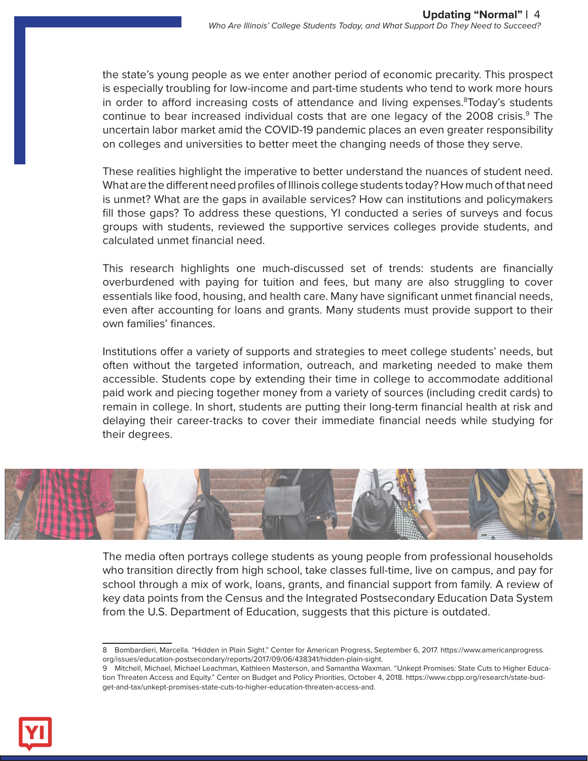the state's young people as we enter another period of economic precarity. This prospect is especially troubling for low-income and part-time students who tend to work more hours in order to afford increasing costs of attendance and living expenses.[8]Today's students continue to bear increased individual costs that are one legacy of the 2008 crisis.[9] The uncertain labor market amid the COVID-19 pandemic places an even greater responsibility on colleges and universities to better meet the changing needs of those they serve.

These realities highlight the imperative to better understand the nuances of student need. What are the different need profiles of Illinois college students today? How much of that need is unmet? What are the gaps in available services? How can institutions and policymakers fill those gaps? To address these questions, YI conducted a series of surveys and focus groups with students, reviewed the supportive services colleges provide students, and calculated unmet financial need.

This research highlights one much-discussed set of trends: students are financially overburdened with paying for tuition and fees, but many are also struggling to cover essentials like food, housing, and health care. Many have significant unmet financial needs, even after accounting for loans and grants. Many students must provide support to their own families' finances.

Institutions offer a variety of supports and strategies to meet college students' needs, but often without the targeted information, outreach, and marketing needed to make them accessible. Students cope by extending their time in college to accommodate additional paid work and piecing together money from a variety of sources (including credit cards) to remain in college. In short, students are putting their long-term financial health at risk and delaying their career-tracks to cover their immediate financial needs while studying for their degrees.

The media often portrays college students as young people from professional households who transition directly from high school, take classes full-time, live on campus, and pay for school through a mix of work, loans, grants, and financial support from family. A review of key data points from the Census and the Integrated Postsecondary Education Data System from the U.S. Department of Education, suggests that this picture is outdated.

---

8 Bombardieri, Marcella. "Hidden in Plain Sight." Center for American Progress, September 6, 2017. https://www.americanprogress.org/issues/education-postsecondary/reports/2017/09/06/438341/hidden-plain-sight.

9 Mitchell, Michael, Michael Leachman, Kathleen Masterson, and Samantha Waxman. "Unkept Promises: State Cuts to Higher Education Threaten Access and Equity." Center on Budget and Policy Priorities, October 4, 2018. https://www.cbpp.org/research/state-budget-and-tax/unkept-promises-state-cuts-to-higher-education-threaten-access-and.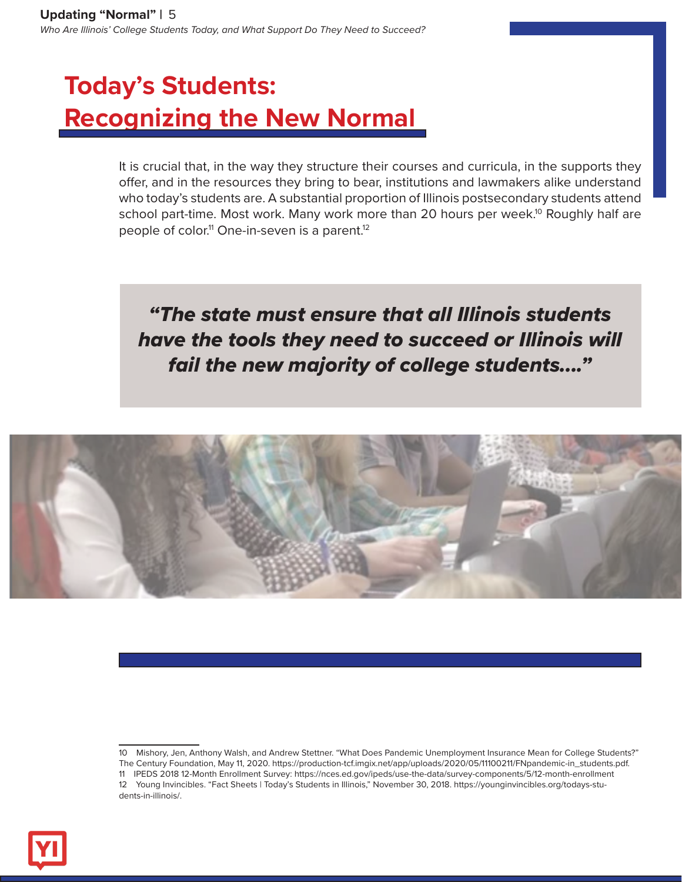# Today's Students: Recognizing the New Normal

It is crucial that, in the way they structure their courses and curricula, in the supports they offer, and in the resources they bring to bear, institutions and lawmakers alike understand who today's students are. A substantial proportion of Illinois postsecondary students attend school part-time. Most work. Many work more than 20 hours per week.[10] Roughly half are people of color.[11] One-in-seven is a parent.[12]

> ***"The state must ensure that all Illinois students have the tools they need to succeed or Illinois will fail the new majority of college students...."***

10 Mishory, Jen, Anthony Walsh, and Andrew Stettner. "What Does Pandemic Unemployment Insurance Mean for College Students?" The Century Foundation, May 11, 2020. https://production-tcf.imgix.net/app/uploads/2020/05/11100211/FNpandemic-in_students.pdf.

11 IPEDS 2018 12-Month Enrollment Survey: https://nces.ed.gov/ipeds/use-the-data/survey-components/5/12-month-enrollment

12 Young Invincibles. "Fact Sheets | Today's Students in Illinois," November 30, 2018. https://younginvincibles.org/todays-students-in-illinois/.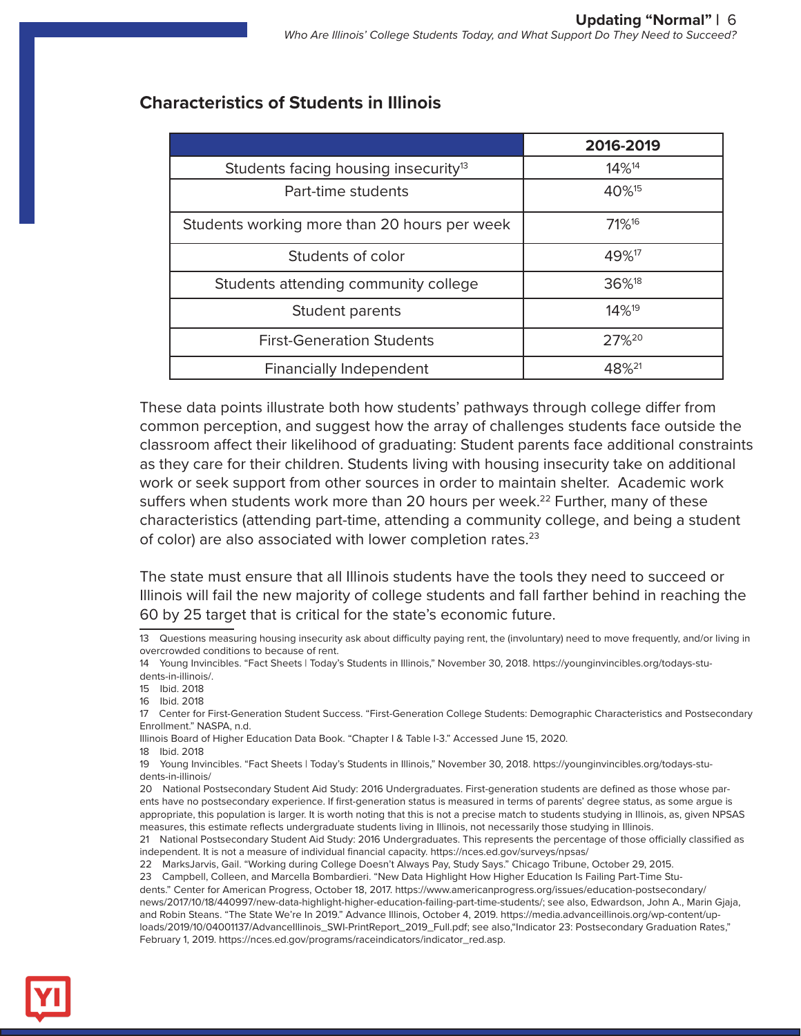## Characteristics of Students in Illinois

| | 2016-2019 |
|---|---|
| Students facing housing insecurity[13] | 14%[14] |
| Part-time students | 40%[15] |
| Students working more than 20 hours per week | 71%[16] |
| Students of color | 49%[17] |
| Students attending community college | 36%[18] |
| Student parents | 14%[19] |
| First-Generation Students | 27%[20] |
| Financially Independent | 48%[21] |

These data points illustrate both how students' pathways through college differ from common perception, and suggest how the array of challenges students face outside the classroom affect their likelihood of graduating: Student parents face additional constraints as they care for their children. Students living with housing insecurity take on additional work or seek support from other sources in order to maintain shelter. Academic work suffers when students work more than 20 hours per week.[22] Further, many of these characteristics (attending part-time, attending a community college, and being a student of color) are also associated with lower completion rates.[23]

The state must ensure that all Illinois students have the tools they need to succeed or Illinois will fail the new majority of college students and fall farther behind in reaching the 60 by 25 target that is critical for the state's economic future.

---

13 Questions measuring housing insecurity ask about difficulty paying rent, the (involuntary) need to move frequently, and/or living in overcrowded conditions to because of rent.

14 Young Invincibles. "Fact Sheets | Today's Students in Illinois," November 30, 2018. https://younginvincibles.org/todays-students-in-illinois/.

15 Ibid. 2018

16 Ibid. 2018

17 Center for First-Generation Student Success. "First-Generation College Students: Demographic Characteristics and Postsecondary Enrollment." NASPA, n.d.
Illinois Board of Higher Education Data Book. "Chapter I & Table I-3." Accessed June 15, 2020.

18 Ibid. 2018

19 Young Invincibles. "Fact Sheets | Today's Students in Illinois," November 30, 2018. https://younginvincibles.org/todays-students-in-illinois/

20 National Postsecondary Student Aid Study: 2016 Undergraduates. First-generation students are defined as those whose parents have no postsecondary experience. If first-generation status is measured in terms of parents' degree status, as some argue is appropriate, this population is larger. It is worth noting that this is not a precise match to students studying in Illinois, as, given NPSAS measures, this estimate reflects undergraduate students living in Illinois, not necessarily those studying in Illinois.

21 National Postsecondary Student Aid Study: 2016 Undergraduates. This represents the percentage of those officially classified as independent. It is not a measure of individual financial capacity. https://nces.ed.gov/surveys/npsas/

22 MarksJarvis, Gail. "Working during College Doesn't Always Pay, Study Says." Chicago Tribune, October 29, 2015.

23 Campbell, Colleen, and Marcella Bombardieri. "New Data Highlight How Higher Education Is Failing Part-Time Students." Center for American Progress, October 18, 2017. https://www.americanprogress.org/issues/education-postsecondary/news/2017/10/18/440997/new-data-highlight-higher-education-failing-part-time-students/; see also, Edwardson, John A., Marin Gjaja, and Robin Steans. "The State We're In 2019." Advance Illinois, October 4, 2019. https://media.advanceillinois.org/wp-content/uploads/2019/10/04001137/AdvanceIllinois_SWI-PrintReport_2019_Full.pdf; see also,"Indicator 23: Postsecondary Graduation Rates," February 1, 2019. https://nces.ed.gov/programs/raceindicators/indicator_red.asp.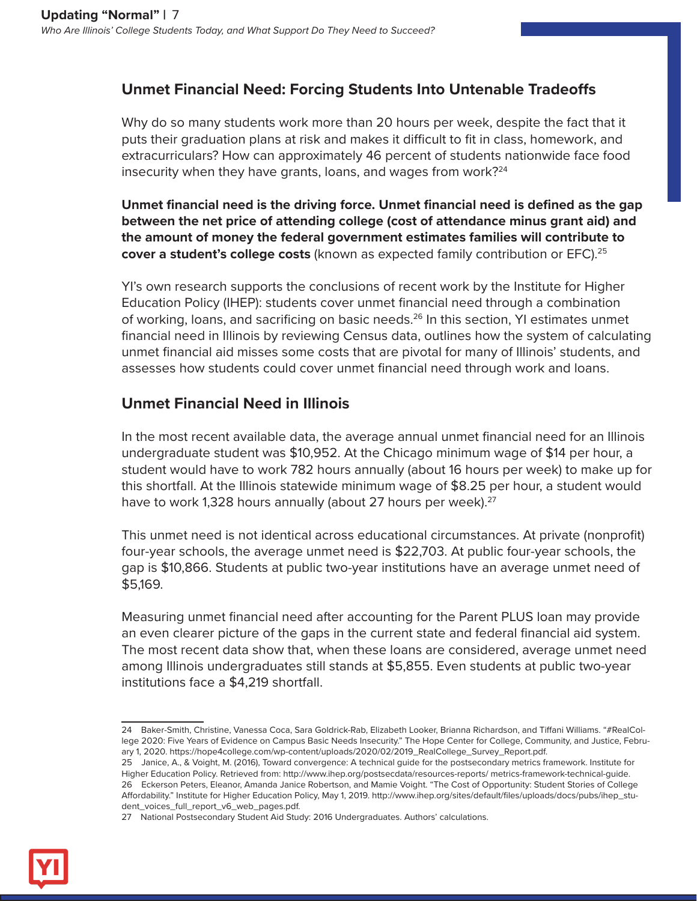## Unmet Financial Need: Forcing Students Into Untenable Tradeoffs

Why do so many students work more than 20 hours per week, despite the fact that it puts their graduation plans at risk and makes it difficult to fit in class, homework, and extracurriculars? How can approximately 46 percent of students nationwide face food insecurity when they have grants, loans, and wages from work?[24]

**Unmet financial need is the driving force. Unmet financial need is defined as the gap between the net price of attending college (cost of attendance minus grant aid) and the amount of money the federal government estimates families will contribute to cover a student's college costs** (known as expected family contribution or EFC).[25]

YI's own research supports the conclusions of recent work by the Institute for Higher Education Policy (IHEP): students cover unmet financial need through a combination of working, loans, and sacrificing on basic needs.[26] In this section, YI estimates unmet financial need in Illinois by reviewing Census data, outlines how the system of calculating unmet financial aid misses some costs that are pivotal for many of Illinois' students, and assesses how students could cover unmet financial need through work and loans.

## Unmet Financial Need in Illinois

In the most recent available data, the average annual unmet financial need for an Illinois undergraduate student was $10,952. At the Chicago minimum wage of $14 per hour, a student would have to work 782 hours annually (about 16 hours per week) to make up for this shortfall. At the Illinois statewide minimum wage of $8.25 per hour, a student would have to work 1,328 hours annually (about 27 hours per week).[27]

This unmet need is not identical across educational circumstances. At private (nonprofit) four-year schools, the average unmet need is $22,703. At public four-year schools, the gap is $10,866. Students at public two-year institutions have an average unmet need of $5,169.

Measuring unmet financial need after accounting for the Parent PLUS loan may provide an even clearer picture of the gaps in the current state and federal financial aid system. The most recent data show that, when these loans are considered, average unmet need among Illinois undergraduates still stands at $5,855. Even students at public two-year institutions face a $4,219 shortfall.

---

24 Baker-Smith, Christine, Vanessa Coca, Sara Goldrick-Rab, Elizabeth Looker, Brianna Richardson, and Tiffani Williams. "#RealCollege 2020: Five Years of Evidence on Campus Basic Needs Insecurity." The Hope Center for College, Community, and Justice, February 1, 2020. https://hope4college.com/wp-content/uploads/2020/02/2019_RealCollege_Survey_Report.pdf.

25 Janice, A., & Voight, M. (2016), Toward convergence: A technical guide for the postsecondary metrics framework. Institute for Higher Education Policy. Retrieved from: http://www.ihep.org/postsecdata/resources-reports/ metrics-framework-technical-guide.

26 Eckerson Peters, Eleanor, Amanda Janice Robertson, and Mamie Voight. "The Cost of Opportunity: Student Stories of College Affordability." Institute for Higher Education Policy, May 1, 2019. http://www.ihep.org/sites/default/files/uploads/docs/pubs/ihep_student_voices_full_report_v6_web_pages.pdf.

27 National Postsecondary Student Aid Study: 2016 Undergraduates. Authors' calculations.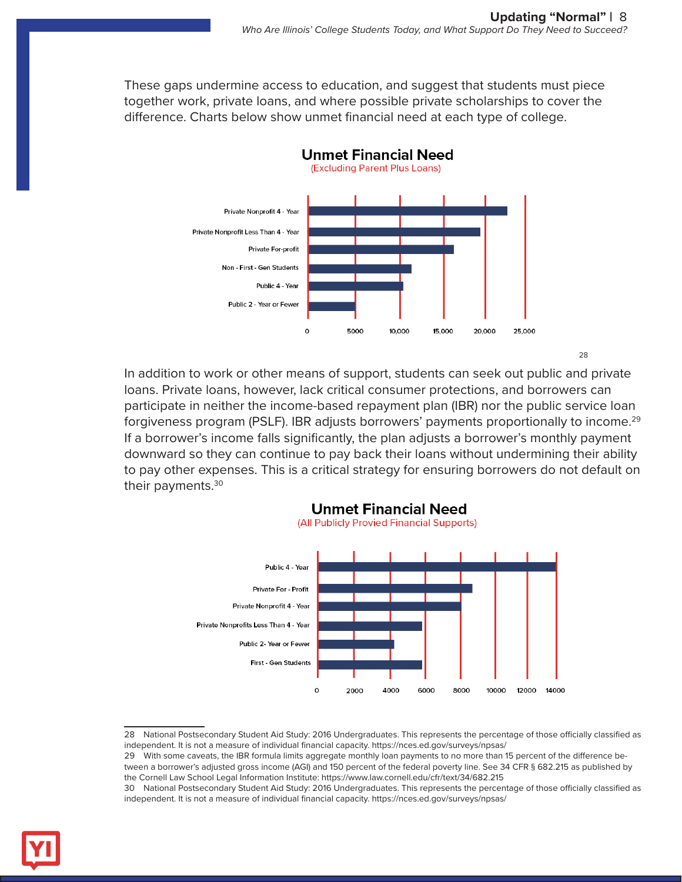These gaps undermine access to education, and suggest that students must piece together work, private loans, and where possible private scholarships to cover the difference. Charts below show unmet financial need at each type of college.

**Unmet Financial Need**
(Excluding Parent Plus Loans)

Private Nonprofit 4 - Year
Private Nonprofit Less Than 4 - Year
Private For-profit
Non - First - Gen Students
Public 4 - Year
Public 2 - Year or Fewer

0 5000 10,000 15,000 20,000 25,000

28

In addition to work or other means of support, students can seek out public and private loans. Private loans, however, lack critical consumer protections, and borrowers can participate in neither the income-based repayment plan (IBR) nor the public service loan forgiveness program (PSLF). IBR adjusts borrowers' payments proportionally to income.[29] If a borrower's income falls significantly, the plan adjusts a borrower's monthly payment downward so they can continue to pay back their loans without undermining their ability to pay other expenses. This is a critical strategy for ensuring borrowers do not default on their payments.[30]

**Unmet Financial Need**
(All Publicly Provied Financial Supports)

Public 4 - Year
Private For - Profit
Private Nonprofit 4 - Year
Private Nonprofits Less Than 4 - Year
Public 2- Year or Fewer
First - Gen Students

0 2000 4000 6000 8000 10000 12000 14000

---

28 National Postsecondary Student Aid Study: 2016 Undergraduates. This represents the percentage of those officially classified as independent. It is not a measure of individual financial capacity. https://nces.ed.gov/surveys/npsas/

29 With some caveats, the IBR formula limits aggregate monthly loan payments to no more than 15 percent of the difference between a borrower's adjusted gross income (AGI) and 150 percent of the federal poverty line. See 34 CFR § 682.215 as published by the Cornell Law School Legal Information Institute: https://www.law.cornell.edu/cfr/text/34/682.215

30 National Postsecondary Student Aid Study: 2016 Undergraduates. This represents the percentage of those officially classified as independent. It is not a measure of individual financial capacity. https://nces.ed.gov/surveys/npsas/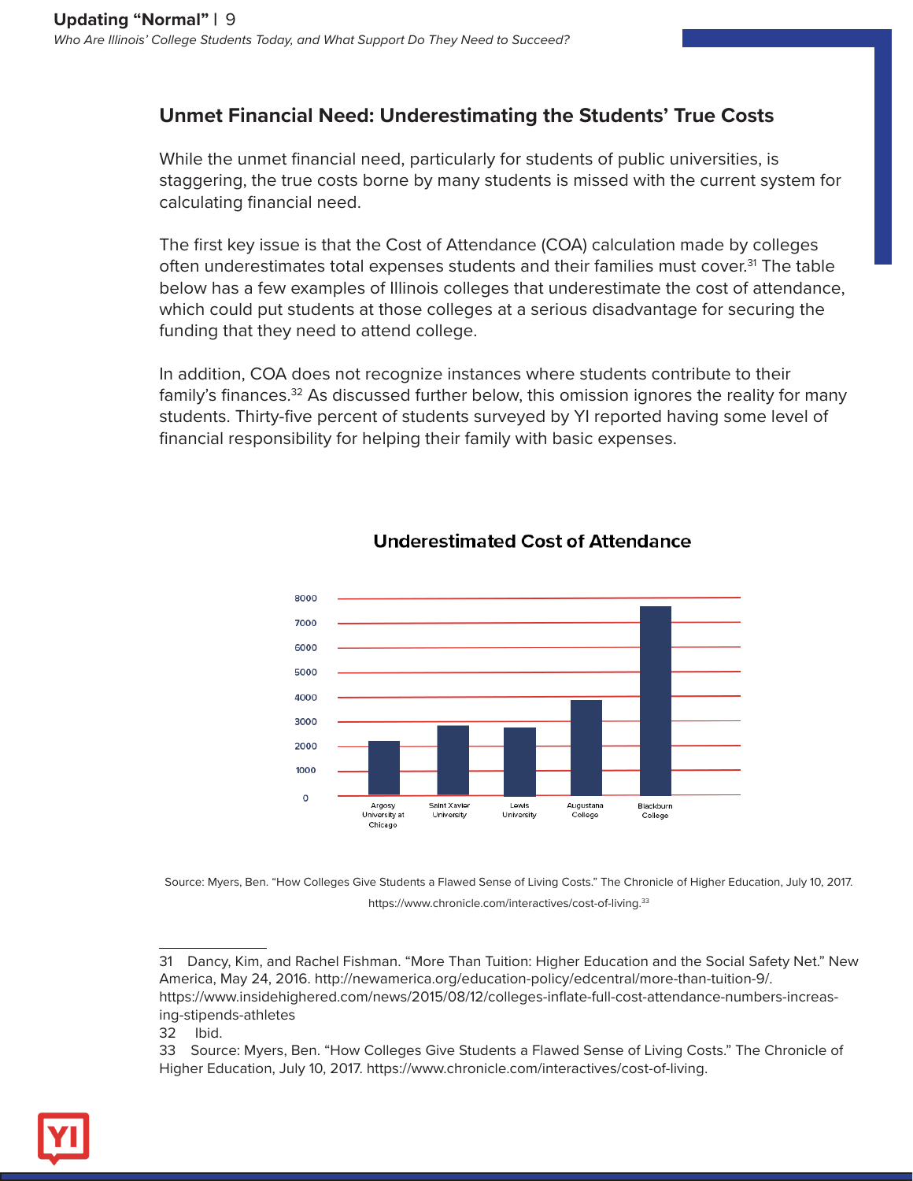## Unmet Financial Need: Underestimating the Students' True Costs

While the unmet financial need, particularly for students of public universities, is staggering, the true costs borne by many students is missed with the current system for calculating financial need.

The first key issue is that the Cost of Attendance (COA) calculation made by colleges often underestimates total expenses students and their families must cover.[31] The table below has a few examples of Illinois colleges that underestimate the cost of attendance, which could put students at those colleges at a serious disadvantage for securing the funding that they need to attend college.

In addition, COA does not recognize instances where students contribute to their family's finances.[32] As discussed further below, this omission ignores the reality for many students. Thirty-five percent of students surveyed by YI reported having some level of financial responsibility for helping their family with basic expenses.

**Underestimated Cost of Attendance**

8000
7000
6000
5000
4000
3000
2000
1000
0

Argosy University at Chicago | Saint Xavier University | Lewis University | Augustana College | Blackburn College

Source: Myers, Ben. "How Colleges Give Students a Flawed Sense of Living Costs." The Chronicle of Higher Education, July 10, 2017. https://www.chronicle.com/interactives/cost-of-living.[33]

---

31 Dancy, Kim, and Rachel Fishman. "More Than Tuition: Higher Education and the Social Safety Net." New America, May 24, 2016. http://newamerica.org/education-policy/edcentral/more-than-tuition-9/. https://www.insidehighered.com/news/2015/08/12/colleges-inflate-full-cost-attendance-numbers-increasing-stipends-athletes

32 Ibid.

33 Source: Myers, Ben. "How Colleges Give Students a Flawed Sense of Living Costs." The Chronicle of Higher Education, July 10, 2017. https://www.chronicle.com/interactives/cost-of-living.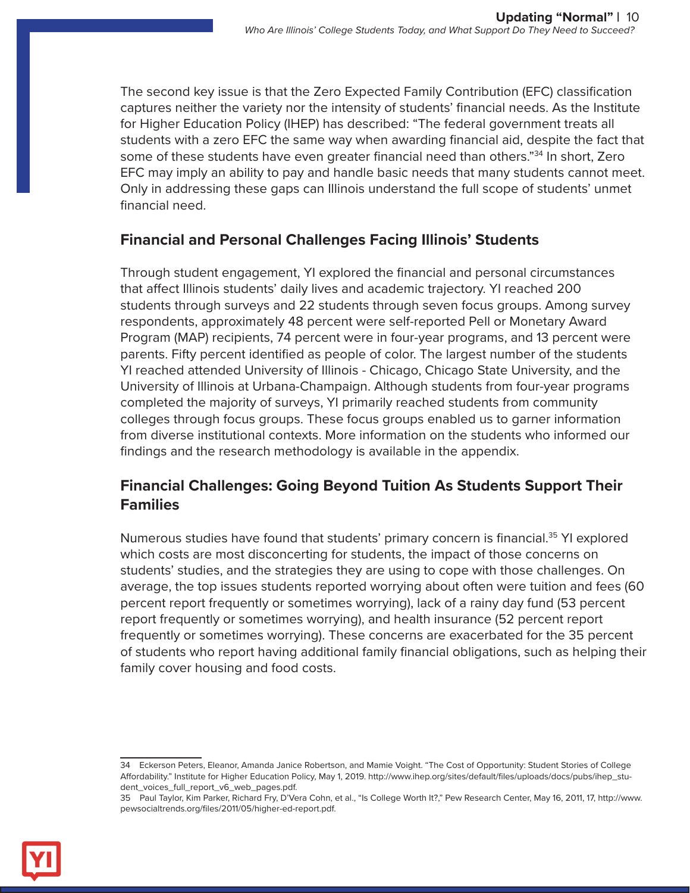The second key issue is that the Zero Expected Family Contribution (EFC) classification captures neither the variety nor the intensity of students' financial needs. As the Institute for Higher Education Policy (IHEP) has described: "The federal government treats all students with a zero EFC the same way when awarding financial aid, despite the fact that some of these students have even greater financial need than others."[34] In short, Zero EFC may imply an ability to pay and handle basic needs that many students cannot meet. Only in addressing these gaps can Illinois understand the full scope of students' unmet financial need.

## Financial and Personal Challenges Facing Illinois' Students

Through student engagement, YI explored the financial and personal circumstances that affect Illinois students' daily lives and academic trajectory. YI reached 200 students through surveys and 22 students through seven focus groups. Among survey respondents, approximately 48 percent were self-reported Pell or Monetary Award Program (MAP) recipients, 74 percent were in four-year programs, and 13 percent were parents. Fifty percent identified as people of color. The largest number of the students YI reached attended University of Illinois - Chicago, Chicago State University, and the University of Illinois at Urbana-Champaign. Although students from four-year programs completed the majority of surveys, YI primarily reached students from community colleges through focus groups. These focus groups enabled us to garner information from diverse institutional contexts. More information on the students who informed our findings and the research methodology is available in the appendix.

## Financial Challenges: Going Beyond Tuition As Students Support Their Families

Numerous studies have found that students' primary concern is financial.[35] YI explored which costs are most disconcerting for students, the impact of those concerns on students' studies, and the strategies they are using to cope with those challenges. On average, the top issues students reported worrying about often were tuition and fees (60 percent report frequently or sometimes worrying), lack of a rainy day fund (53 percent report frequently or sometimes worrying), and health insurance (52 percent report frequently or sometimes worrying). These concerns are exacerbated for the 35 percent of students who report having additional family financial obligations, such as helping their family cover housing and food costs.

---

34 Eckerson Peters, Eleanor, Amanda Janice Robertson, and Mamie Voight. "The Cost of Opportunity: Student Stories of College Affordability." Institute for Higher Education Policy, May 1, 2019. http://www.ihep.org/sites/default/files/uploads/docs/pubs/ihep_student_voices_full_report_v6_web_pages.pdf.

35 Paul Taylor, Kim Parker, Richard Fry, D'Vera Cohn, et al., "Is College Worth It?," Pew Research Center, May 16, 2011, 17, http://www.pewsocialtrends.org/files/2011/05/higher-ed-report.pdf.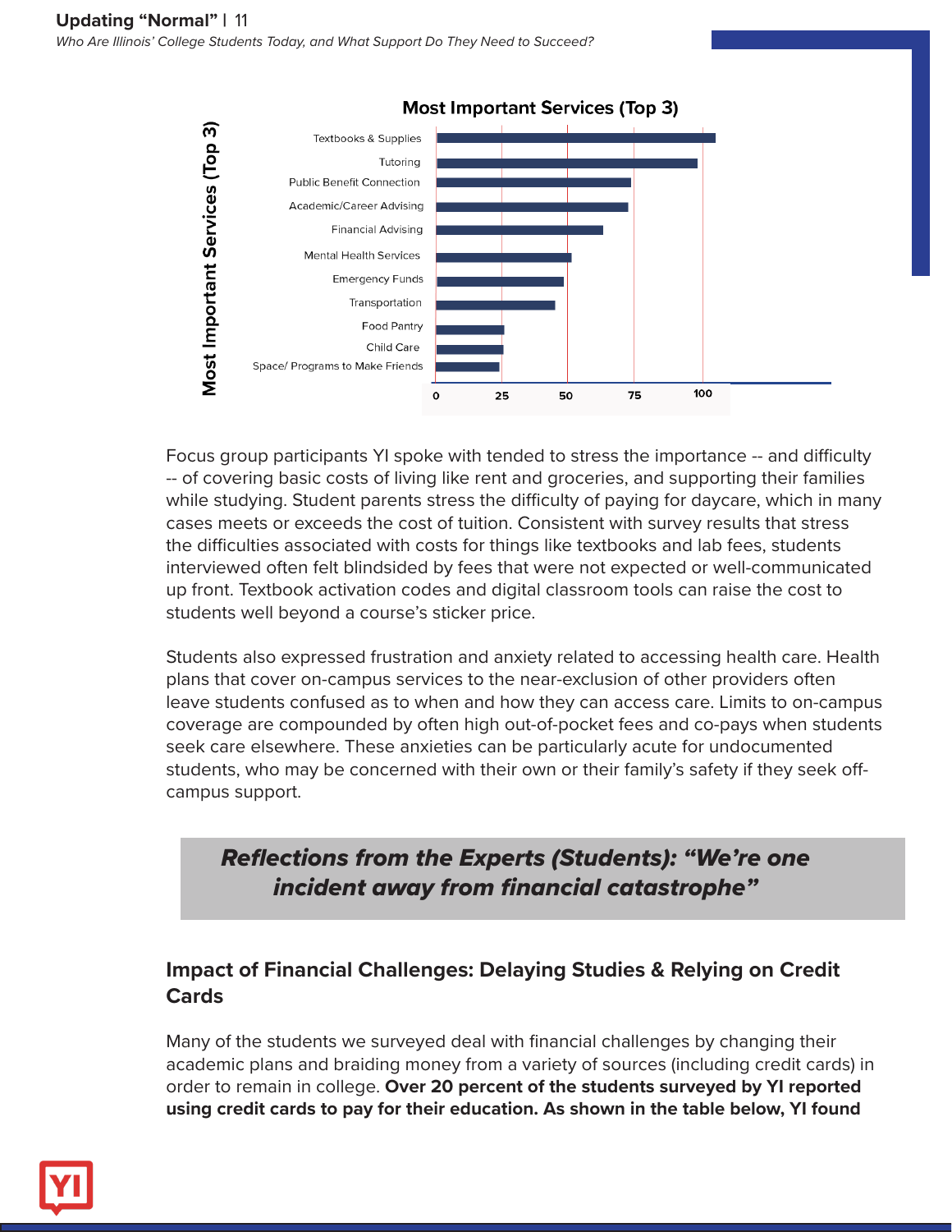Most Important Services (Top 3)

Focus group participants YI spoke with tended to stress the importance -- and difficulty -- of covering basic costs of living like rent and groceries, and supporting their families while studying. Student parents stress the difficulty of paying for daycare, which in many cases meets or exceeds the cost of tuition. Consistent with survey results that stress the difficulties associated with costs for things like textbooks and lab fees, students interviewed often felt blindsided by fees that were not expected or well-communicated up front. Textbook activation codes and digital classroom tools can raise the cost to students well beyond a course's sticker price.

Students also expressed frustration and anxiety related to accessing health care. Health plans that cover on-campus services to the near-exclusion of other providers often leave students confused as to when and how they can access care. Limits to on-campus coverage are compounded by often high out-of-pocket fees and co-pays when students seek care elsewhere. These anxieties can be particularly acute for undocumented students, who may be concerned with their own or their family's safety if they seek off-campus support.

***Reflections from the Experts (Students): "We're one incident away from financial catastrophe"***

## Impact of Financial Challenges: Delaying Studies & Relying on Credit Cards

Many of the students we surveyed deal with financial challenges by changing their academic plans and braiding money from a variety of sources (including credit cards) in order to remain in college. **Over 20 percent of the students surveyed by YI reported using credit cards to pay for their education. As shown in the table below, YI found**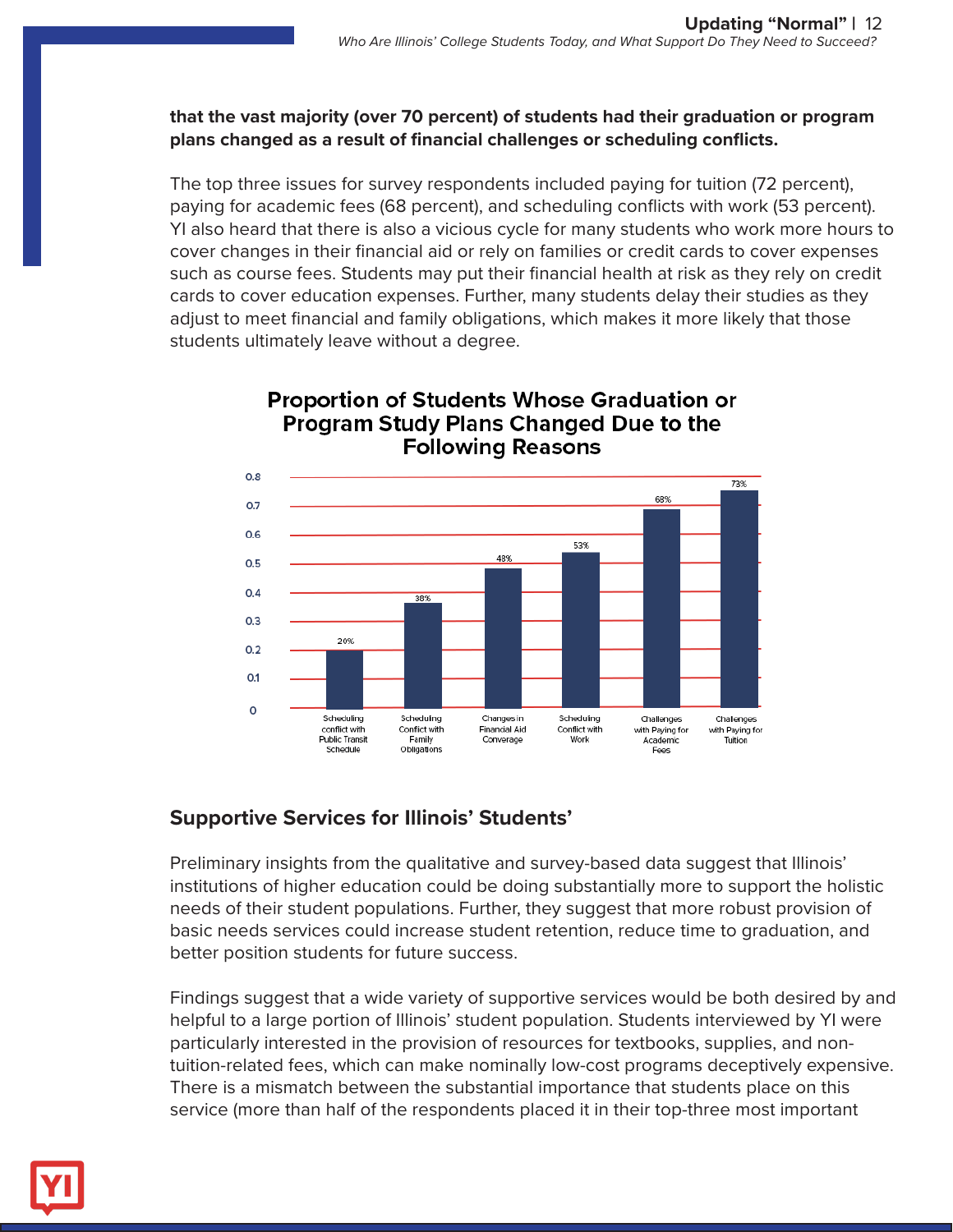**that the vast majority (over 70 percent) of students had their graduation or program plans changed as a result of financial challenges or scheduling conflicts.**

The top three issues for survey respondents included paying for tuition (72 percent), paying for academic fees (68 percent), and scheduling conflicts with work (53 percent). YI also heard that there is also a vicious cycle for many students who work more hours to cover changes in their financial aid or rely on families or credit cards to cover expenses such as course fees. Students may put their financial health at risk as they rely on credit cards to cover education expenses. Further, many students delay their studies as they adjust to meet financial and family obligations, which makes it more likely that those students ultimately leave without a degree.

**Proportion of Students Whose Graduation or Program Study Plans Changed Due to the Following Reasons**

| Reason | Proportion |
|---|---|
| Scheduling conflict with Public Transit Schedule | 20% |
| Scheduling Conflict with Family Obligations | 38% |
| Changes in Financial Aid Converage | 48% |
| Scheduling Conflict with Work | 53% |
| Challenges with Paying for Academic Fees | 68% |
| Challenges with Paying for Tuition | 73% |

## Supportive Services for Illinois' Students'

Preliminary insights from the qualitative and survey-based data suggest that Illinois' institutions of higher education could be doing substantially more to support the holistic needs of their student populations. Further, they suggest that more robust provision of basic needs services could increase student retention, reduce time to graduation, and better position students for future success.

Findings suggest that a wide variety of supportive services would be both desired by and helpful to a large portion of Illinois' student population. Students interviewed by YI were particularly interested in the provision of resources for textbooks, supplies, and non-tuition-related fees, which can make nominally low-cost programs deceptively expensive. There is a mismatch between the substantial importance that students place on this service (more than half of the respondents placed it in their top-three most important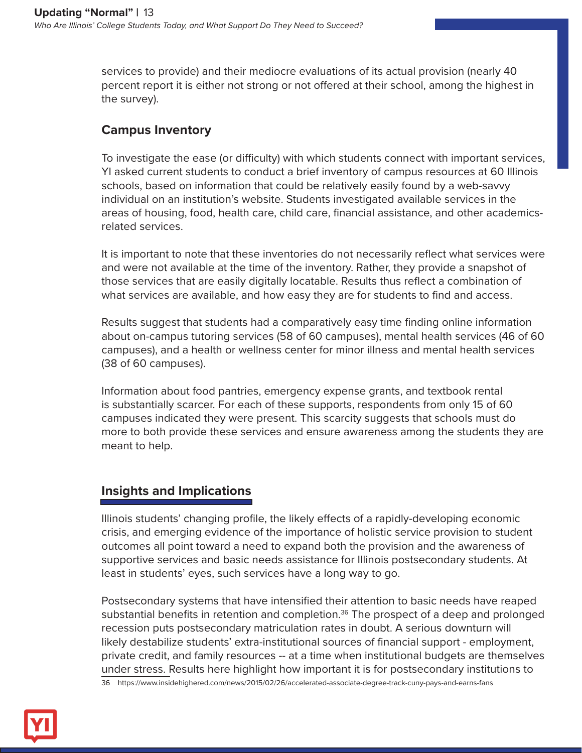services to provide) and their mediocre evaluations of its actual provision (nearly 40 percent report it is either not strong or not offered at their school, among the highest in the survey).

### Campus Inventory

To investigate the ease (or difficulty) with which students connect with important services, YI asked current students to conduct a brief inventory of campus resources at 60 Illinois schools, based on information that could be relatively easily found by a web-savvy individual on an institution's website. Students investigated available services in the areas of housing, food, health care, child care, financial assistance, and other academics-related services.

It is important to note that these inventories do not necessarily reflect what services were and were not available at the time of the inventory. Rather, they provide a snapshot of those services that are easily digitally locatable. Results thus reflect a combination of what services are available, and how easy they are for students to find and access.

Results suggest that students had a comparatively easy time finding online information about on-campus tutoring services (58 of 60 campuses), mental health services (46 of 60 campuses), and a health or wellness center for minor illness and mental health services (38 of 60 campuses).

Information about food pantries, emergency expense grants, and textbook rental is substantially scarcer. For each of these supports, respondents from only 15 of 60 campuses indicated they were present. This scarcity suggests that schools must do more to both provide these services and ensure awareness among the students they are meant to help.

## Insights and Implications

Illinois students' changing profile, the likely effects of a rapidly-developing economic crisis, and emerging evidence of the importance of holistic service provision to student outcomes all point toward a need to expand both the provision and the awareness of supportive services and basic needs assistance for Illinois postsecondary students. At least in students' eyes, such services have a long way to go.

Postsecondary systems that have intensified their attention to basic needs have reaped substantial benefits in retention and completion.[36] The prospect of a deep and prolonged recession puts postsecondary matriculation rates in doubt. A serious downturn will likely destabilize students' extra-institutional sources of financial support - employment, private credit, and family resources -- at a time when institutional budgets are themselves under stress. Results here highlight how important it is for postsecondary institutions to

36 https://www.insidehighered.com/news/2015/02/26/accelerated-associate-degree-track-cuny-pays-and-earns-fans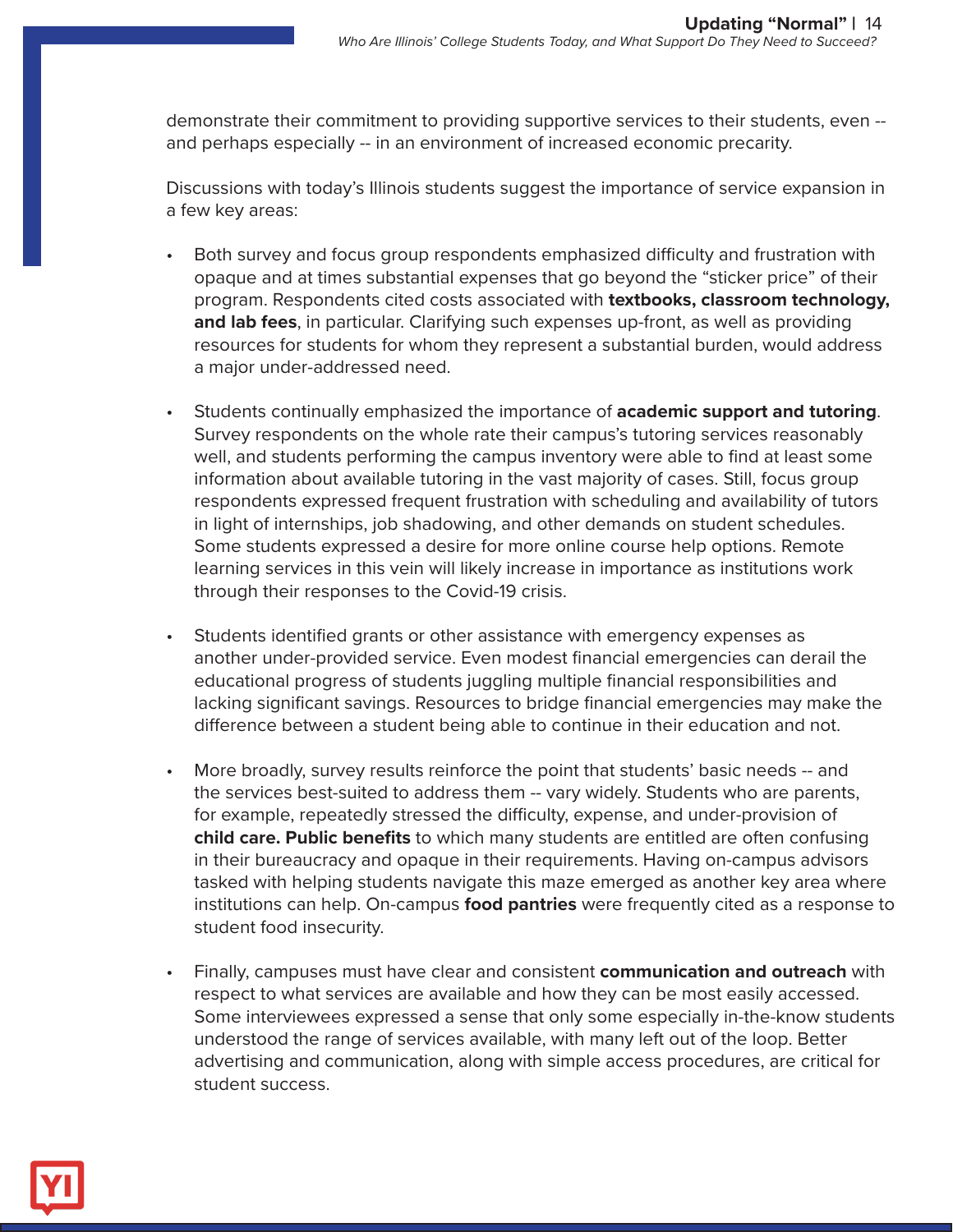demonstrate their commitment to providing supportive services to their students, even -- and perhaps especially -- in an environment of increased economic precarity.

Discussions with today's Illinois students suggest the importance of service expansion in a few key areas:

- Both survey and focus group respondents emphasized difficulty and frustration with opaque and at times substantial expenses that go beyond the "sticker price" of their program. Respondents cited costs associated with **textbooks, classroom technology, and lab fees**, in particular. Clarifying such expenses up-front, as well as providing resources for students for whom they represent a substantial burden, would address a major under-addressed need.

- Students continually emphasized the importance of **academic support and tutoring**. Survey respondents on the whole rate their campus's tutoring services reasonably well, and students performing the campus inventory were able to find at least some information about available tutoring in the vast majority of cases. Still, focus group respondents expressed frequent frustration with scheduling and availability of tutors in light of internships, job shadowing, and other demands on student schedules. Some students expressed a desire for more online course help options. Remote learning services in this vein will likely increase in importance as institutions work through their responses to the Covid-19 crisis.

- Students identified grants or other assistance with emergency expenses as another under-provided service. Even modest financial emergencies can derail the educational progress of students juggling multiple financial responsibilities and lacking significant savings. Resources to bridge financial emergencies may make the difference between a student being able to continue in their education and not.

- More broadly, survey results reinforce the point that students' basic needs -- and the services best-suited to address them -- vary widely. Students who are parents, for example, repeatedly stressed the difficulty, expense, and under-provision of **child care. Public benefits** to which many students are entitled are often confusing in their bureaucracy and opaque in their requirements. Having on-campus advisors tasked with helping students navigate this maze emerged as another key area where institutions can help. On-campus **food pantries** were frequently cited as a response to student food insecurity.

- Finally, campuses must have clear and consistent **communication and outreach** with respect to what services are available and how they can be most easily accessed. Some interviewees expressed a sense that only some especially in-the-know students understood the range of services available, with many left out of the loop. Better advertising and communication, along with simple access procedures, are critical for student success.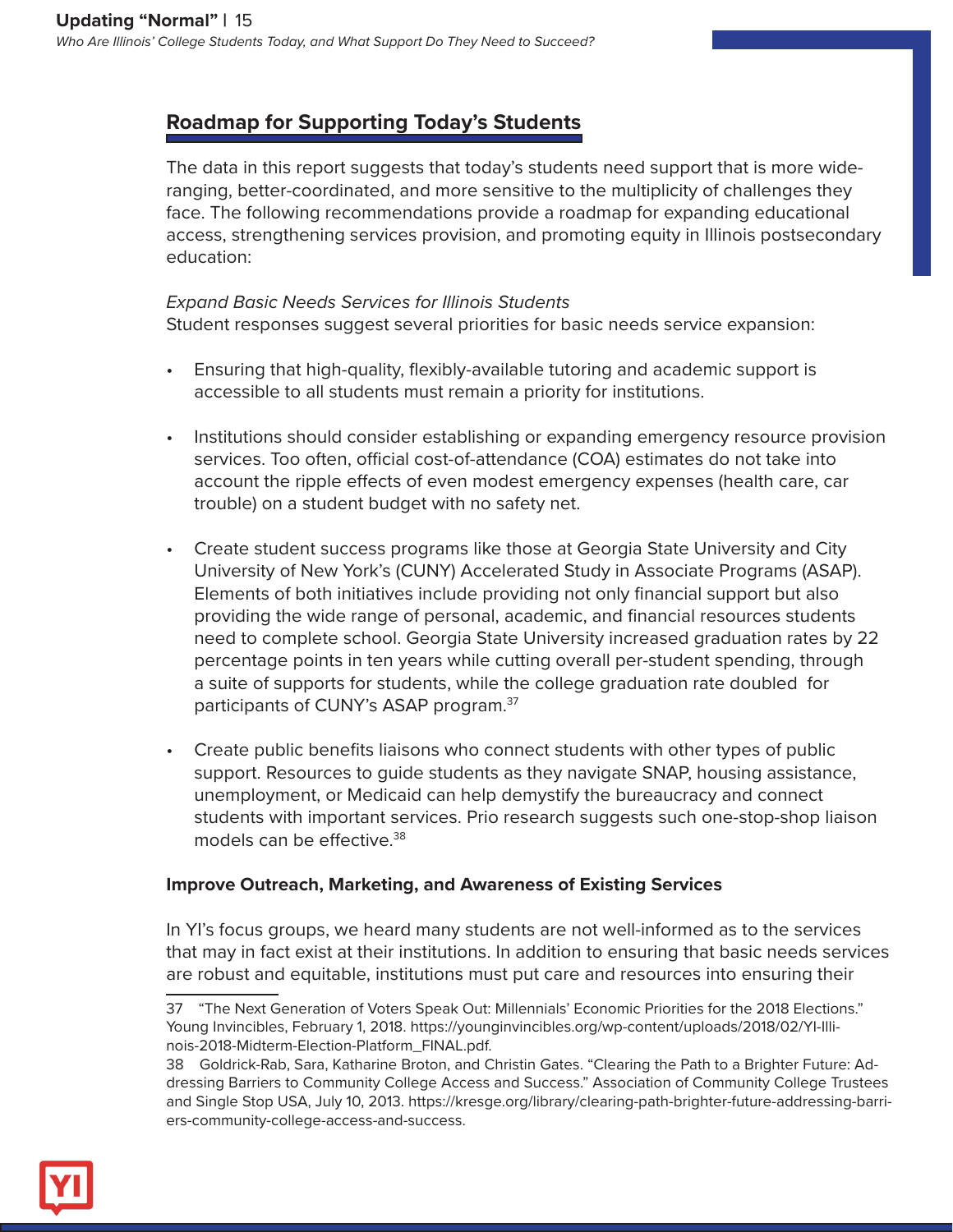## Roadmap for Supporting Today's Students

The data in this report suggests that today's students need support that is more wide-ranging, better-coordinated, and more sensitive to the multiplicity of challenges they face. The following recommendations provide a roadmap for expanding educational access, strengthening services provision, and promoting equity in Illinois postsecondary education:

*Expand Basic Needs Services for Illinois Students*
Student responses suggest several priorities for basic needs service expansion:

- Ensuring that high-quality, flexibly-available tutoring and academic support is accessible to all students must remain a priority for institutions.
- Institutions should consider establishing or expanding emergency resource provision services. Too often, official cost-of-attendance (COA) estimates do not take into account the ripple effects of even modest emergency expenses (health care, car trouble) on a student budget with no safety net.
- Create student success programs like those at Georgia State University and City University of New York's (CUNY) Accelerated Study in Associate Programs (ASAP). Elements of both initiatives include providing not only financial support but also providing the wide range of personal, academic, and financial resources students need to complete school. Georgia State University increased graduation rates by 22 percentage points in ten years while cutting overall per-student spending, through a suite of supports for students, while the college graduation rate doubled for participants of CUNY's ASAP program.[37]
- Create public benefits liaisons who connect students with other types of public support. Resources to guide students as they navigate SNAP, housing assistance, unemployment, or Medicaid can help demystify the bureaucracy and connect students with important services. Prio research suggests such one-stop-shop liaison models can be effective.[38]

**Improve Outreach, Marketing, and Awareness of Existing Services**

In YI's focus groups, we heard many students are not well-informed as to the services that may in fact exist at their institutions. In addition to ensuring that basic needs services are robust and equitable, institutions must put care and resources into ensuring their

---

37 "The Next Generation of Voters Speak Out: Millennials' Economic Priorities for the 2018 Elections." Young Invincibles, February 1, 2018. https://younginvincibles.org/wp-content/uploads/2018/02/YI-Illinois-2018-Midterm-Election-Platform_FINAL.pdf.

38 Goldrick-Rab, Sara, Katharine Broton, and Christin Gates. "Clearing the Path to a Brighter Future: Addressing Barriers to Community College Access and Success." Association of Community College Trustees and Single Stop USA, July 10, 2013. https://kresge.org/library/clearing-path-brighter-future-addressing-barriers-community-college-access-and-success.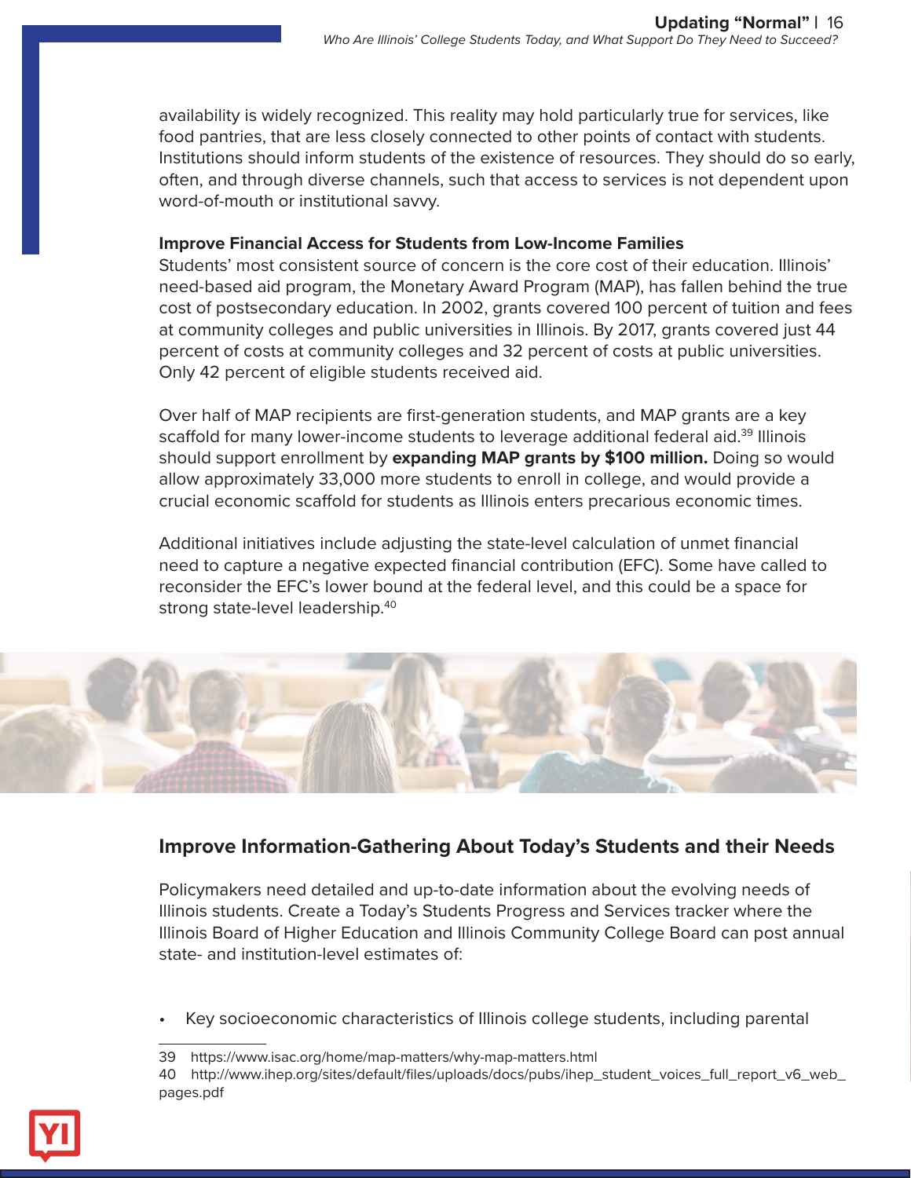availability is widely recognized. This reality may hold particularly true for services, like food pantries, that are less closely connected to other points of contact with students. Institutions should inform students of the existence of resources. They should do so early, often, and through diverse channels, such that access to services is not dependent upon word-of-mouth or institutional savvy.

**Improve Financial Access for Students from Low-Income Families**

Students' most consistent source of concern is the core cost of their education. Illinois' need-based aid program, the Monetary Award Program (MAP), has fallen behind the true cost of postsecondary education. In 2002, grants covered 100 percent of tuition and fees at community colleges and public universities in Illinois. By 2017, grants covered just 44 percent of costs at community colleges and 32 percent of costs at public universities. Only 42 percent of eligible students received aid.

Over half of MAP recipients are first-generation students, and MAP grants are a key scaffold for many lower-income students to leverage additional federal aid.[39] Illinois should support enrollment by **expanding MAP grants by $100 million.** Doing so would allow approximately 33,000 more students to enroll in college, and would provide a crucial economic scaffold for students as Illinois enters precarious economic times.

Additional initiatives include adjusting the state-level calculation of unmet financial need to capture a negative expected financial contribution (EFC). Some have called to reconsider the EFC's lower bound at the federal level, and this could be a space for strong state-level leadership.[40]

## Improve Information-Gathering About Today's Students and their Needs

Policymakers need detailed and up-to-date information about the evolving needs of Illinois students. Create a Today's Students Progress and Services tracker where the Illinois Board of Higher Education and Illinois Community College Board can post annual state- and institution-level estimates of:

- Key socioeconomic characteristics of Illinois college students, including parental

---

39 https://www.isac.org/home/map-matters/why-map-matters.html

40 http://www.ihep.org/sites/default/files/uploads/docs/pubs/ihep_student_voices_full_report_v6_web_pages.pdf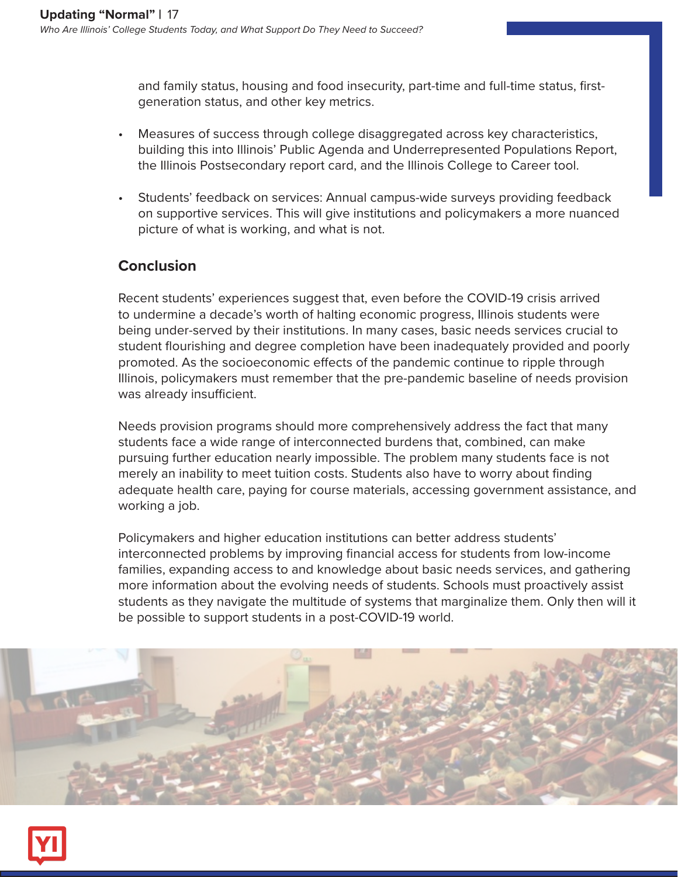and family status, housing and food insecurity, part-time and full-time status, first-generation status, and other key metrics.

- Measures of success through college disaggregated across key characteristics, building this into Illinois' Public Agenda and Underrepresented Populations Report, the Illinois Postsecondary report card, and the Illinois College to Career tool.
- Students' feedback on services: Annual campus-wide surveys providing feedback on supportive services. This will give institutions and policymakers a more nuanced picture of what is working, and what is not.

## Conclusion

Recent students' experiences suggest that, even before the COVID-19 crisis arrived to undermine a decade's worth of halting economic progress, Illinois students were being under-served by their institutions. In many cases, basic needs services crucial to student flourishing and degree completion have been inadequately provided and poorly promoted. As the socioeconomic effects of the pandemic continue to ripple through Illinois, policymakers must remember that the pre-pandemic baseline of needs provision was already insufficient.

Needs provision programs should more comprehensively address the fact that many students face a wide range of interconnected burdens that, combined, can make pursuing further education nearly impossible. The problem many students face is not merely an inability to meet tuition costs. Students also have to worry about finding adequate health care, paying for course materials, accessing government assistance, and working a job.

Policymakers and higher education institutions can better address students' interconnected problems by improving financial access for students from low-income families, expanding access to and knowledge about basic needs services, and gathering more information about the evolving needs of students. Schools must proactively assist students as they navigate the multitude of systems that marginalize them. Only then will it be possible to support students in a post-COVID-19 world.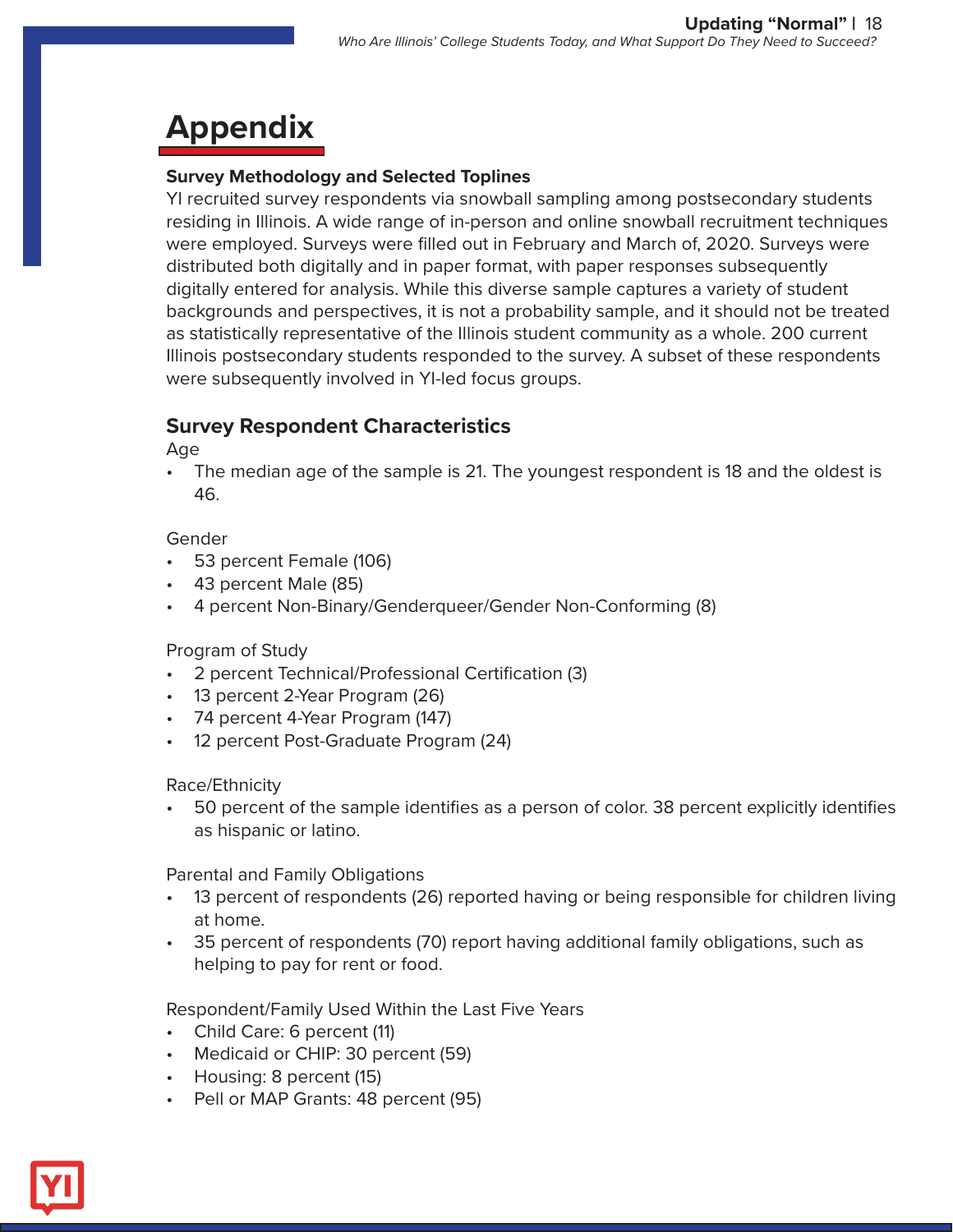# Appendix

**Survey Methodology and Selected Toplines**

YI recruited survey respondents via snowball sampling among postsecondary students residing in Illinois. A wide range of in-person and online snowball recruitment techniques were employed. Surveys were filled out in February and March of, 2020. Surveys were distributed both digitally and in paper format, with paper responses subsequently digitally entered for analysis. While this diverse sample captures a variety of student backgrounds and perspectives, it is not a probability sample, and it should not be treated as statistically representative of the Illinois student community as a whole. 200 current Illinois postsecondary students responded to the survey. A subset of these respondents were subsequently involved in YI-led focus groups.

## Survey Respondent Characteristics

Age

- The median age of the sample is 21. The youngest respondent is 18 and the oldest is 46.

Gender

- 53 percent Female (106)
- 43 percent Male (85)
- 4 percent Non-Binary/Genderqueer/Gender Non-Conforming (8)

Program of Study

- 2 percent Technical/Professional Certification (3)
- 13 percent 2-Year Program (26)
- 74 percent 4-Year Program (147)
- 12 percent Post-Graduate Program (24)

Race/Ethnicity

- 50 percent of the sample identifies as a person of color. 38 percent explicitly identifies as hispanic or latino.

Parental and Family Obligations

- 13 percent of respondents (26) reported having or being responsible for children living at home.
- 35 percent of respondents (70) report having additional family obligations, such as helping to pay for rent or food.

Respondent/Family Used Within the Last Five Years

- Child Care: 6 percent (11)
- Medicaid or CHIP: 30 percent (59)
- Housing: 8 percent (15)
- Pell or MAP Grants: 48 percent (95)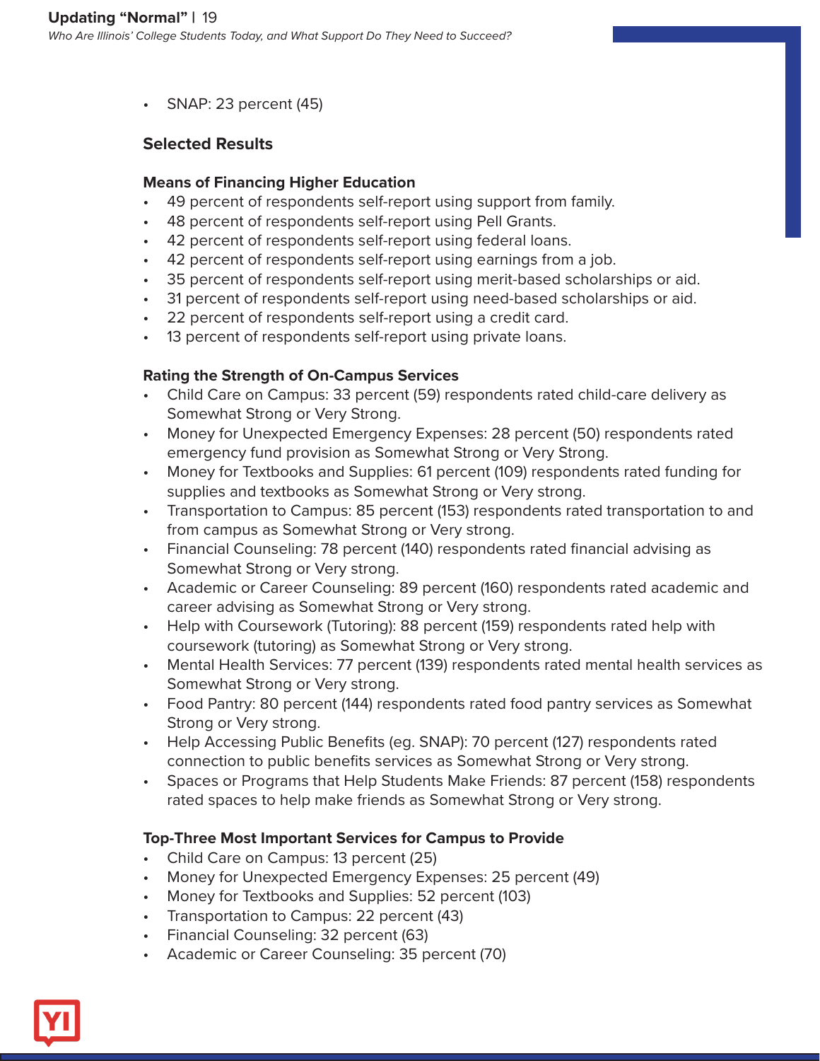- SNAP: 23 percent (45)

### Selected Results

#### Means of Financing Higher Education

- 49 percent of respondents self-report using support from family.
- 48 percent of respondents self-report using Pell Grants.
- 42 percent of respondents self-report using federal loans.
- 42 percent of respondents self-report using earnings from a job.
- 35 percent of respondents self-report using merit-based scholarships or aid.
- 31 percent of respondents self-report using need-based scholarships or aid.
- 22 percent of respondents self-report using a credit card.
- 13 percent of respondents self-report using private loans.

#### Rating the Strength of On-Campus Services

- Child Care on Campus: 33 percent (59) respondents rated child-care delivery as Somewhat Strong or Very Strong.
- Money for Unexpected Emergency Expenses: 28 percent (50) respondents rated emergency fund provision as Somewhat Strong or Very Strong.
- Money for Textbooks and Supplies: 61 percent (109) respondents rated funding for supplies and textbooks as Somewhat Strong or Very strong.
- Transportation to Campus: 85 percent (153) respondents rated transportation to and from campus as Somewhat Strong or Very strong.
- Financial Counseling: 78 percent (140) respondents rated financial advising as Somewhat Strong or Very strong.
- Academic or Career Counseling: 89 percent (160) respondents rated academic and career advising as Somewhat Strong or Very strong.
- Help with Coursework (Tutoring): 88 percent (159) respondents rated help with coursework (tutoring) as Somewhat Strong or Very strong.
- Mental Health Services: 77 percent (139) respondents rated mental health services as Somewhat Strong or Very strong.
- Food Pantry: 80 percent (144) respondents rated food pantry services as Somewhat Strong or Very strong.
- Help Accessing Public Benefits (eg. SNAP): 70 percent (127) respondents rated connection to public benefits services as Somewhat Strong or Very strong.
- Spaces or Programs that Help Students Make Friends: 87 percent (158) respondents rated spaces to help make friends as Somewhat Strong or Very strong.

#### Top-Three Most Important Services for Campus to Provide

- Child Care on Campus: 13 percent (25)
- Money for Unexpected Emergency Expenses: 25 percent (49)
- Money for Textbooks and Supplies: 52 percent (103)
- Transportation to Campus: 22 percent (43)
- Financial Counseling: 32 percent (63)
- Academic or Career Counseling: 35 percent (70)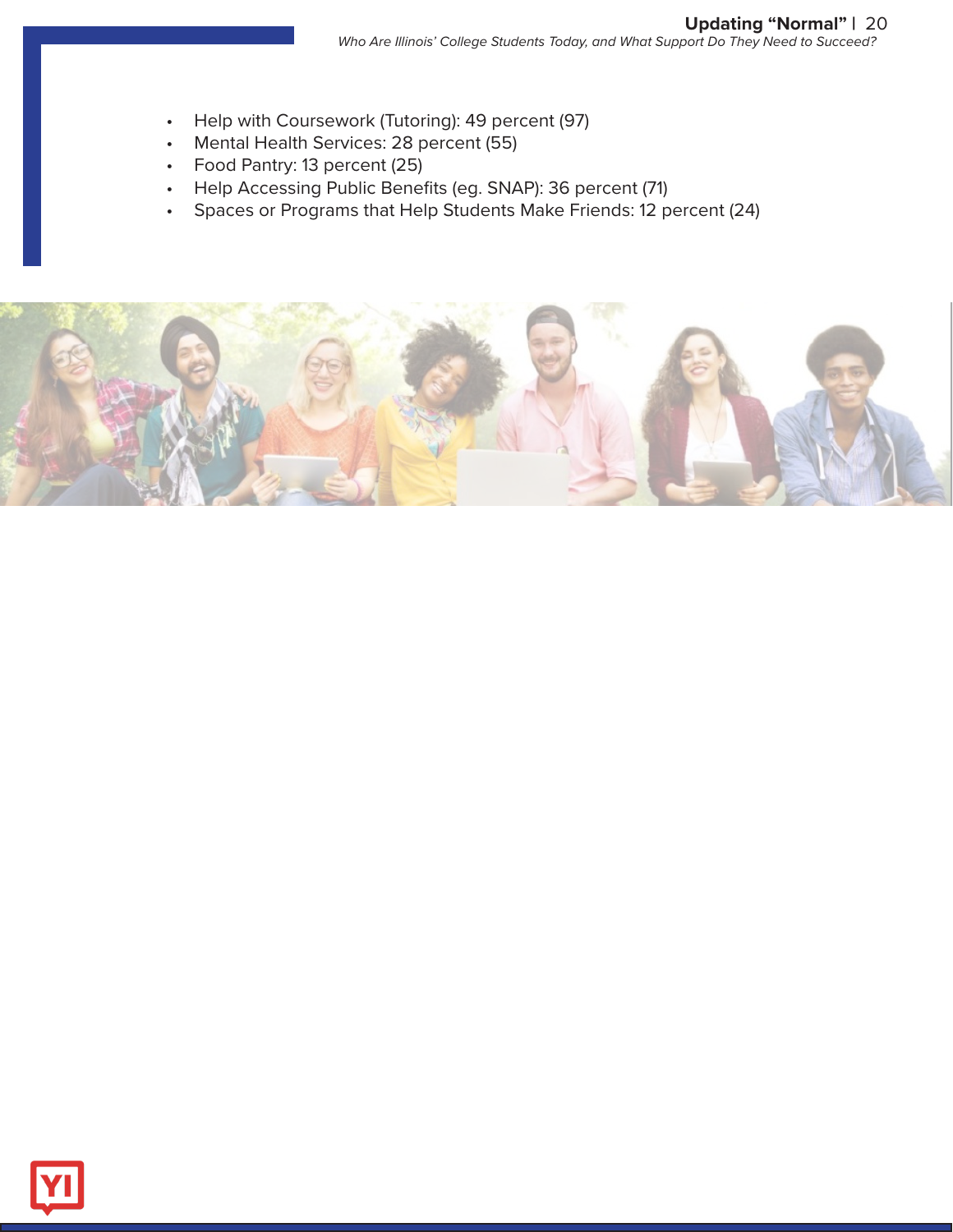- Help with Coursework (Tutoring): 49 percent (97)
- Mental Health Services: 28 percent (55)
- Food Pantry: 13 percent (25)
- Help Accessing Public Benefits (eg. SNAP): 36 percent (71)
- Spaces or Programs that Help Students Make Friends: 12 percent (24)